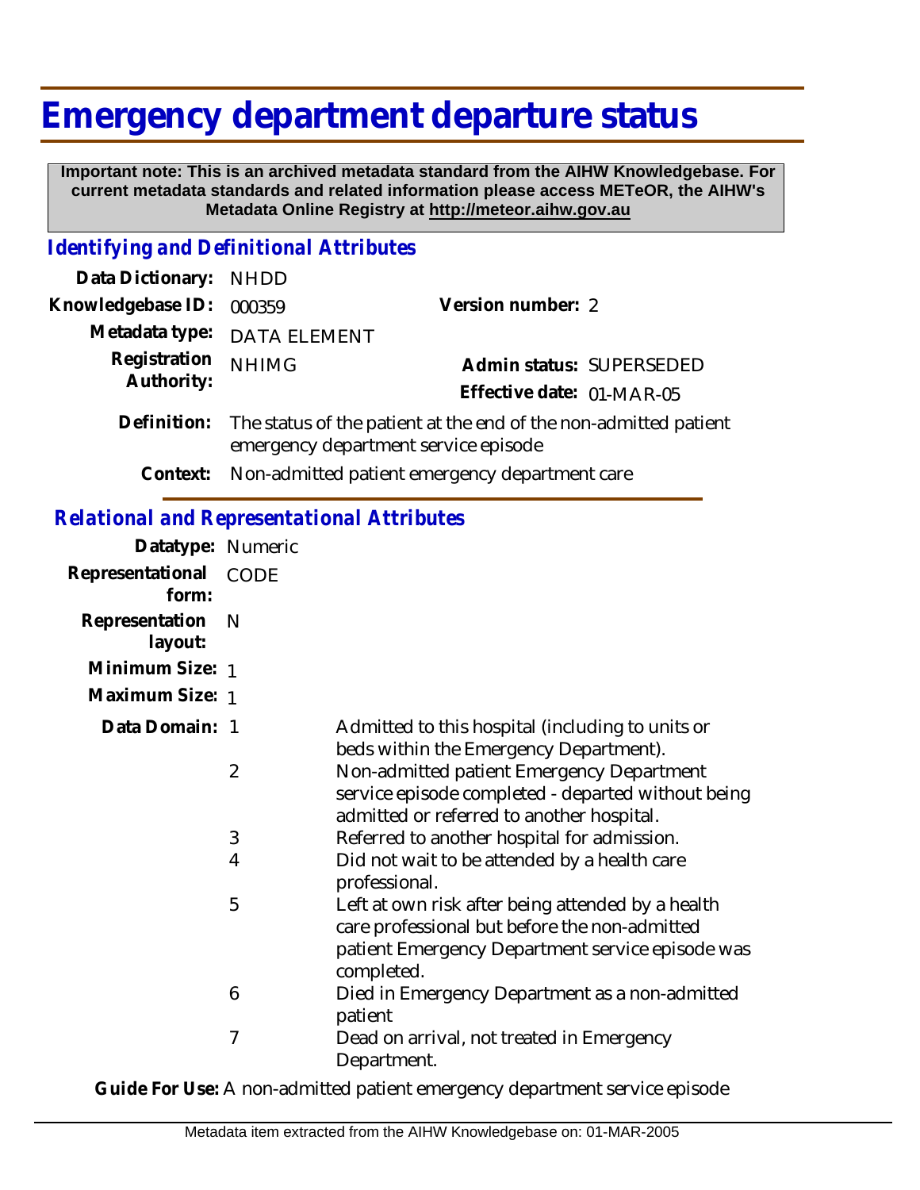# Emergency department departure status

**Important note: This is an archived metadata standard from the AIHW Knowledgebase. For current metadata standards and related information please access METeOR, the AIHW's Metadata Online Registry at http://meteor.aihw.gov.au**

## *Identifying and Definitional Attributes*

**Data Dictionary:** NHDD

**Knowledgebase ID:** 000359

**Version number:** 2

**Metadata type:** DATA ELEMENT

**Registration Authority:** NHIMG

**Admin status:** SUPERSEDED

**Effective date:** 01-MAR-05

**Definition:** The status of the patient at the end of the non-admitted patient emergency department service episode

**Context:** Non-admitted patient emergency department care

## *Relational and Representational Attributes*

**Datatype:** Numeric

**Representational form:** CODE

**Representation layout:** N

**Minimum Size:** 1

**Maximum Size:** 1

**Data Domain:**

| Code | Description |
|---|---|
| 1 | Admitted to this hospital (including to units or beds within the Emergency Department). |
| 2 | Non-admitted patient Emergency Department service episode completed - departed without being admitted or referred to another hospital. |
| 3 | Referred to another hospital for admission. |
| 4 | Did not wait to be attended by a health care professional. |
| 5 | Left at own risk after being attended by a health care professional but before the non-admitted patient Emergency Department service episode was completed. |
| 6 | Died in Emergency Department as a non-admitted patient |
| 7 | Dead on arrival, not treated in Emergency Department. |

**Guide For Use:** A non-admitted patient emergency department service episode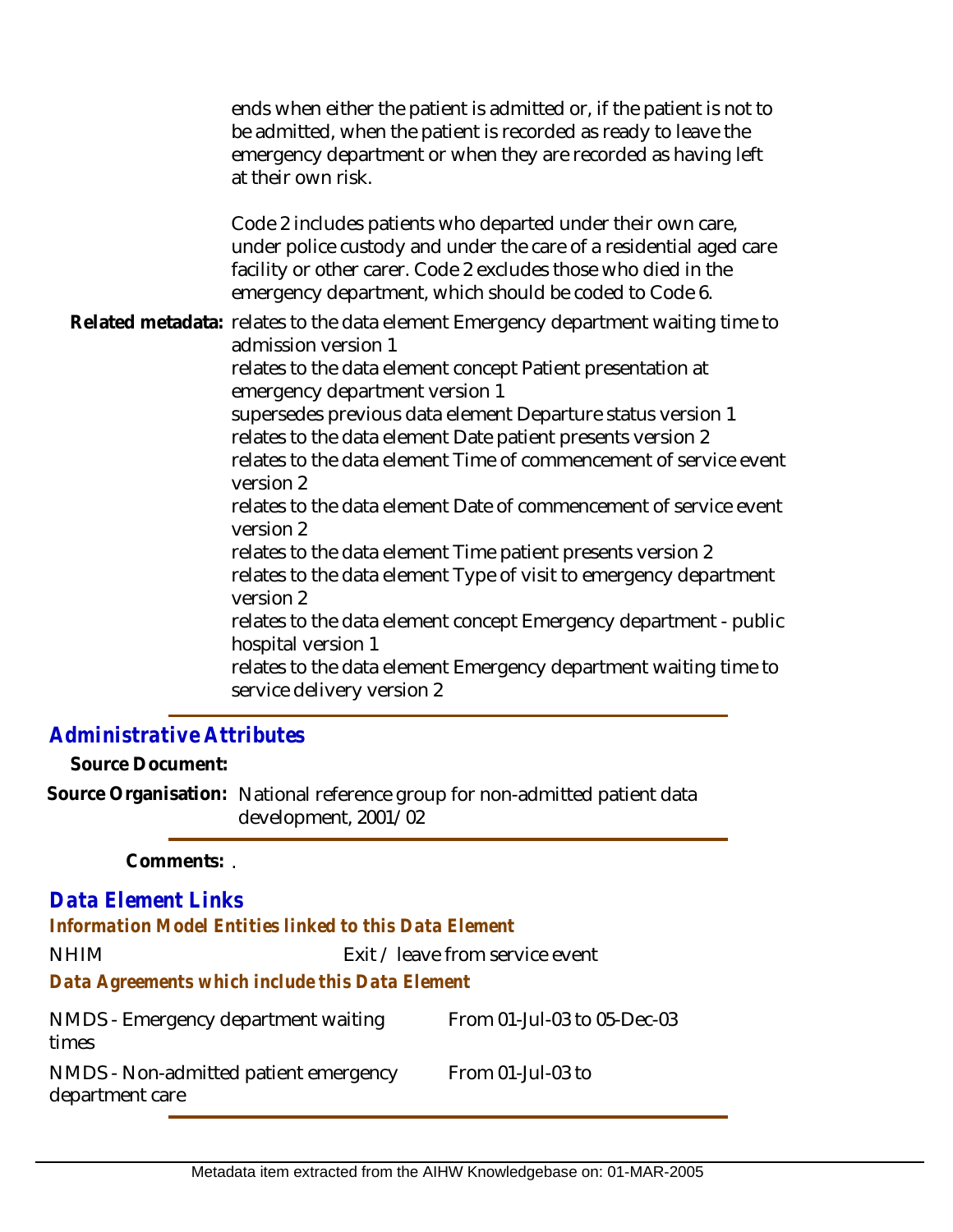ends when either the patient is admitted or, if the patient is not to be admitted, when the patient is recorded as ready to leave the emergency department or when they are recorded as having left at their own risk.

Code 2 includes patients who departed under their own care, under police custody and under the care of a residential aged care facility or other carer. Code 2 excludes those who died in the emergency department, which should be coded to Code 6.

**Related metadata:** relates to the data element Emergency department waiting time to admission version 1
relates to the data element concept Patient presentation at emergency department version 1
supersedes previous data element Departure status version 1
relates to the data element Date patient presents version 2
relates to the data element Time of commencement of service event version 2
relates to the data element Date of commencement of service event version 2
relates to the data element Time patient presents version 2
relates to the data element Type of visit to emergency department version 2
relates to the data element concept Emergency department - public hospital version 1
relates to the data element Emergency department waiting time to service delivery version 2

## Administrative Attributes

**Source Document:**

**Source Organisation:** National reference group for non-admitted patient data development, 2001/02

**Comments:** .

## Data Element Links

### Information Model Entities linked to this Data Element

| | |
|---|---|
| NHIM | Exit / leave from service event |

### Data Agreements which include this Data Element

| | |
|---|---|
| NMDS - Emergency department waiting times | From 01-Jul-03 to 05-Dec-03 |
| NMDS - Non-admitted patient emergency department care | From 01-Jul-03 to |